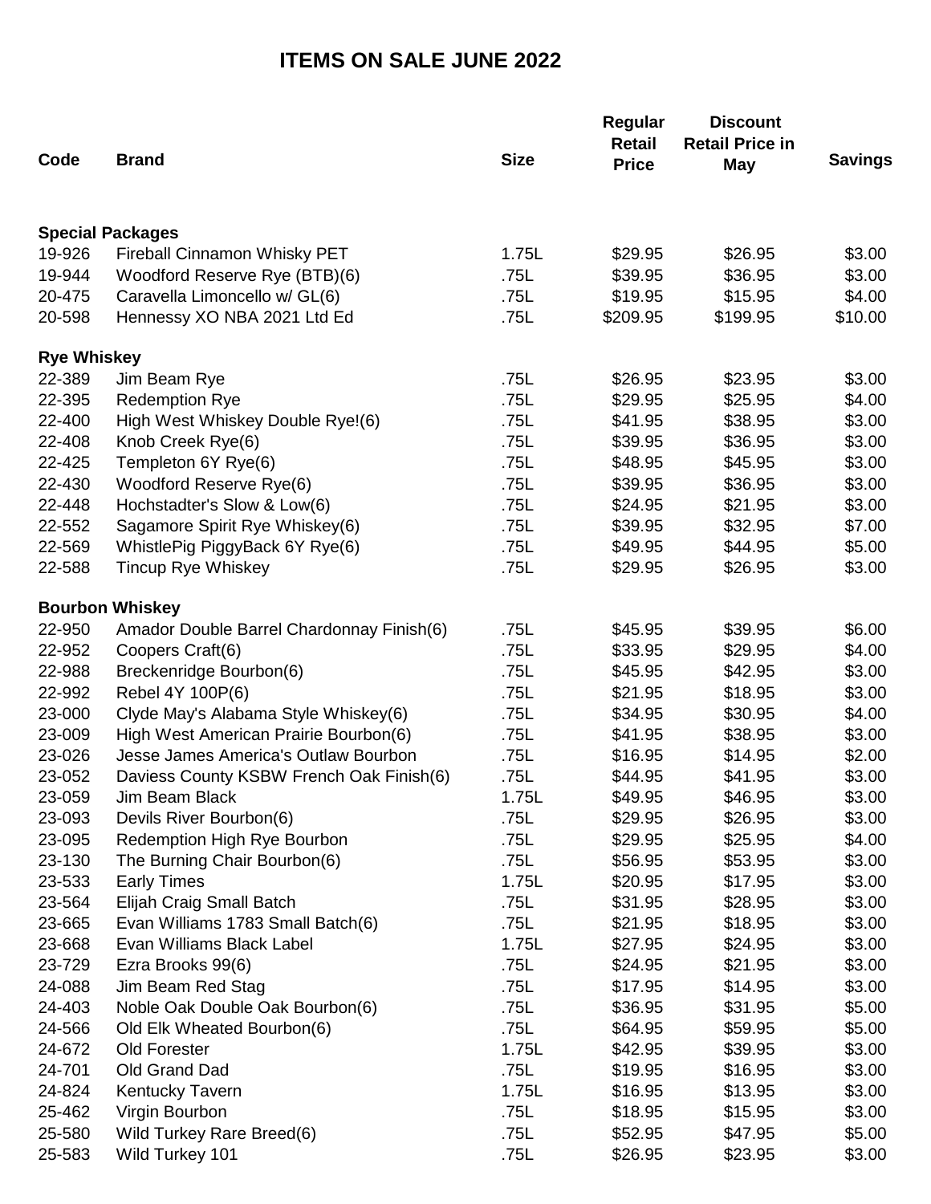# ITEMS ON SALE JUNE 2022

| Code | Brand | Size | Regular Retail Price | Discount Retail Price in May | Savings |
|---|---|---|---|---|---|
| **Special Packages** | | | | | |
| 19-926 | Fireball Cinnamon Whisky PET | 1.75L | $29.95 | $26.95 | $3.00 |
| 19-944 | Woodford Reserve Rye (BTB)(6) | .75L | $39.95 | $36.95 | $3.00 |
| 20-475 | Caravella Limoncello w/ GL(6) | .75L | $19.95 | $15.95 | $4.00 |
| 20-598 | Hennessy XO NBA 2021 Ltd Ed | .75L | $209.95 | $199.95 | $10.00 |
| **Rye Whiskey** | | | | | |
| 22-389 | Jim Beam Rye | .75L | $26.95 | $23.95 | $3.00 |
| 22-395 | Redemption Rye | .75L | $29.95 | $25.95 | $4.00 |
| 22-400 | High West Whiskey Double Rye!(6) | .75L | $41.95 | $38.95 | $3.00 |
| 22-408 | Knob Creek Rye(6) | .75L | $39.95 | $36.95 | $3.00 |
| 22-425 | Templeton 6Y Rye(6) | .75L | $48.95 | $45.95 | $3.00 |
| 22-430 | Woodford Reserve Rye(6) | .75L | $39.95 | $36.95 | $3.00 |
| 22-448 | Hochstadter's Slow & Low(6) | .75L | $24.95 | $21.95 | $3.00 |
| 22-552 | Sagamore Spirit Rye Whiskey(6) | .75L | $39.95 | $32.95 | $7.00 |
| 22-569 | WhistlePig PiggyBack 6Y Rye(6) | .75L | $49.95 | $44.95 | $5.00 |
| 22-588 | Tincup Rye Whiskey | .75L | $29.95 | $26.95 | $3.00 |
| **Bourbon Whiskey** | | | | | |
| 22-950 | Amador Double Barrel Chardonnay Finish(6) | .75L | $45.95 | $39.95 | $6.00 |
| 22-952 | Coopers Craft(6) | .75L | $33.95 | $29.95 | $4.00 |
| 22-988 | Breckenridge Bourbon(6) | .75L | $45.95 | $42.95 | $3.00 |
| 22-992 | Rebel 4Y 100P(6) | .75L | $21.95 | $18.95 | $3.00 |
| 23-000 | Clyde May's Alabama Style Whiskey(6) | .75L | $34.95 | $30.95 | $4.00 |
| 23-009 | High West American Prairie Bourbon(6) | .75L | $41.95 | $38.95 | $3.00 |
| 23-026 | Jesse James America's Outlaw Bourbon | .75L | $16.95 | $14.95 | $2.00 |
| 23-052 | Daviess County KSBW French Oak Finish(6) | .75L | $44.95 | $41.95 | $3.00 |
| 23-059 | Jim Beam Black | 1.75L | $49.95 | $46.95 | $3.00 |
| 23-093 | Devils River Bourbon(6) | .75L | $29.95 | $26.95 | $3.00 |
| 23-095 | Redemption High Rye Bourbon | .75L | $29.95 | $25.95 | $4.00 |
| 23-130 | The Burning Chair Bourbon(6) | .75L | $56.95 | $53.95 | $3.00 |
| 23-533 | Early Times | 1.75L | $20.95 | $17.95 | $3.00 |
| 23-564 | Elijah Craig Small Batch | .75L | $31.95 | $28.95 | $3.00 |
| 23-665 | Evan Williams 1783 Small Batch(6) | .75L | $21.95 | $18.95 | $3.00 |
| 23-668 | Evan Williams Black Label | 1.75L | $27.95 | $24.95 | $3.00 |
| 23-729 | Ezra Brooks 99(6) | .75L | $24.95 | $21.95 | $3.00 |
| 24-088 | Jim Beam Red Stag | .75L | $17.95 | $14.95 | $3.00 |
| 24-403 | Noble Oak Double Oak Bourbon(6) | .75L | $36.95 | $31.95 | $5.00 |
| 24-566 | Old Elk Wheated Bourbon(6) | .75L | $64.95 | $59.95 | $5.00 |
| 24-672 | Old Forester | 1.75L | $42.95 | $39.95 | $3.00 |
| 24-701 | Old Grand Dad | .75L | $19.95 | $16.95 | $3.00 |
| 24-824 | Kentucky Tavern | 1.75L | $16.95 | $13.95 | $3.00 |
| 25-462 | Virgin Bourbon | .75L | $18.95 | $15.95 | $3.00 |
| 25-580 | Wild Turkey Rare Breed(6) | .75L | $52.95 | $47.95 | $5.00 |
| 25-583 | Wild Turkey 101 | .75L | $26.95 | $23.95 | $3.00 |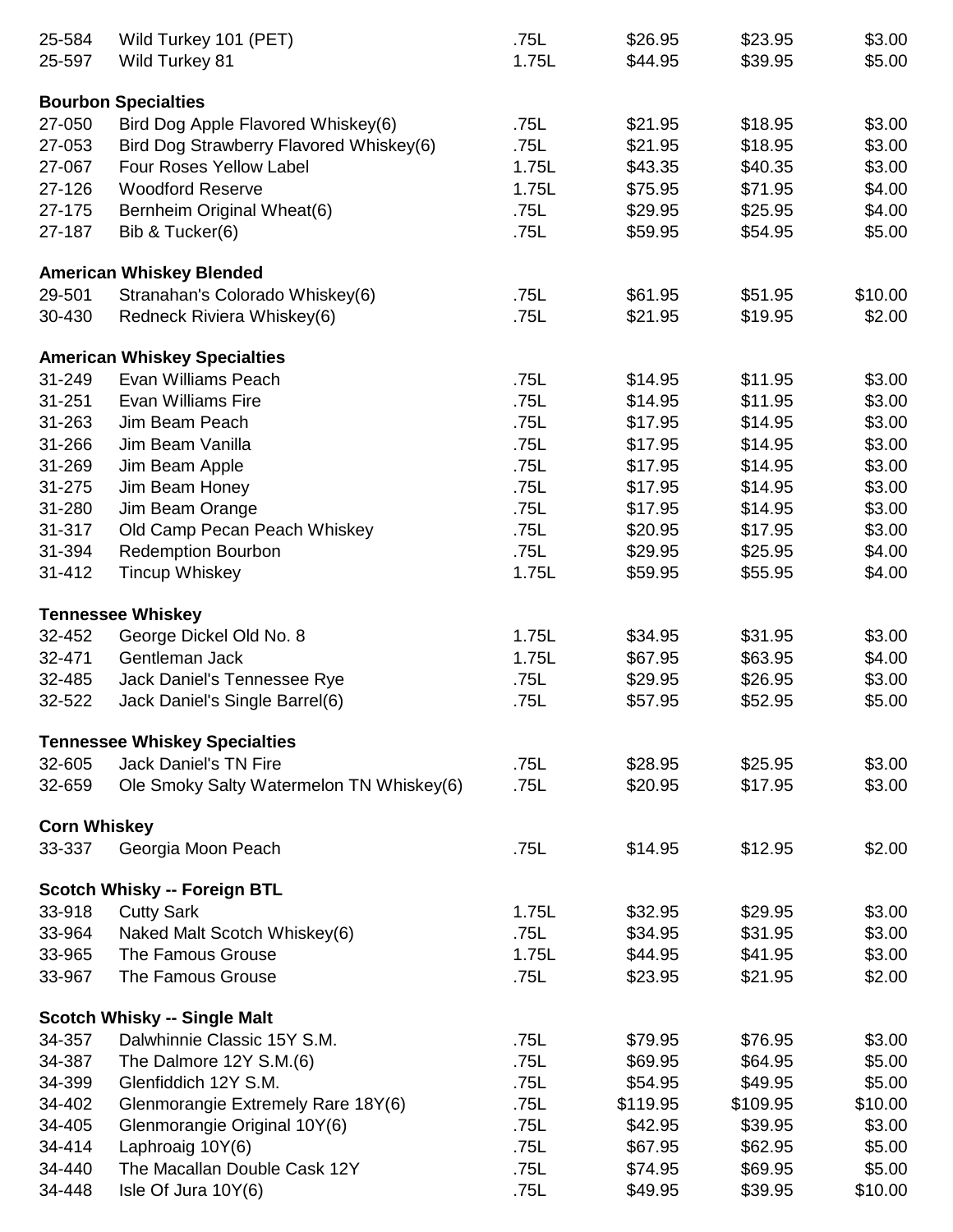| | | | | | |
|---|---|---|---|---|---|
| 25-584 | Wild Turkey 101 (PET) | .75L | $26.95 | $23.95 | $3.00 |
| 25-597 | Wild Turkey 81 | 1.75L | $44.95 | $39.95 | $5.00 |

**Bourbon Specialties**

| | | | | | |
|---|---|---|---|---|---|
| 27-050 | Bird Dog Apple Flavored Whiskey(6) | .75L | $21.95 | $18.95 | $3.00 |
| 27-053 | Bird Dog Strawberry Flavored Whiskey(6) | .75L | $21.95 | $18.95 | $3.00 |
| 27-067 | Four Roses Yellow Label | 1.75L | $43.35 | $40.35 | $3.00 |
| 27-126 | Woodford Reserve | 1.75L | $75.95 | $71.95 | $4.00 |
| 27-175 | Bernheim Original Wheat(6) | .75L | $29.95 | $25.95 | $4.00 |
| 27-187 | Bib & Tucker(6) | .75L | $59.95 | $54.95 | $5.00 |

**American Whiskey Blended**

| | | | | | |
|---|---|---|---|---|---|
| 29-501 | Stranahan's Colorado Whiskey(6) | .75L | $61.95 | $51.95 | $10.00 |
| 30-430 | Redneck Riviera Whiskey(6) | .75L | $21.95 | $19.95 | $2.00 |

**American Whiskey Specialties**

| | | | | | |
|---|---|---|---|---|---|
| 31-249 | Evan Williams Peach | .75L | $14.95 | $11.95 | $3.00 |
| 31-251 | Evan Williams Fire | .75L | $14.95 | $11.95 | $3.00 |
| 31-263 | Jim Beam Peach | .75L | $17.95 | $14.95 | $3.00 |
| 31-266 | Jim Beam Vanilla | .75L | $17.95 | $14.95 | $3.00 |
| 31-269 | Jim Beam Apple | .75L | $17.95 | $14.95 | $3.00 |
| 31-275 | Jim Beam Honey | .75L | $17.95 | $14.95 | $3.00 |
| 31-280 | Jim Beam Orange | .75L | $17.95 | $14.95 | $3.00 |
| 31-317 | Old Camp Pecan Peach Whiskey | .75L | $20.95 | $17.95 | $3.00 |
| 31-394 | Redemption Bourbon | .75L | $29.95 | $25.95 | $4.00 |
| 31-412 | Tincup Whiskey | 1.75L | $59.95 | $55.95 | $4.00 |

**Tennessee Whiskey**

| | | | | | |
|---|---|---|---|---|---|
| 32-452 | George Dickel Old No. 8 | 1.75L | $34.95 | $31.95 | $3.00 |
| 32-471 | Gentleman Jack | 1.75L | $67.95 | $63.95 | $4.00 |
| 32-485 | Jack Daniel's Tennessee Rye | .75L | $29.95 | $26.95 | $3.00 |
| 32-522 | Jack Daniel's Single Barrel(6) | .75L | $57.95 | $52.95 | $5.00 |

**Tennessee Whiskey Specialties**

| | | | | | |
|---|---|---|---|---|---|
| 32-605 | Jack Daniel's TN Fire | .75L | $28.95 | $25.95 | $3.00 |
| 32-659 | Ole Smoky Salty Watermelon TN Whiskey(6) | .75L | $20.95 | $17.95 | $3.00 |

**Corn Whiskey**

| | | | | | |
|---|---|---|---|---|---|
| 33-337 | Georgia Moon Peach | .75L | $14.95 | $12.95 | $2.00 |

**Scotch Whisky -- Foreign BTL**

| | | | | | |
|---|---|---|---|---|---|
| 33-918 | Cutty Sark | 1.75L | $32.95 | $29.95 | $3.00 |
| 33-964 | Naked Malt Scotch Whiskey(6) | .75L | $34.95 | $31.95 | $3.00 |
| 33-965 | The Famous Grouse | 1.75L | $44.95 | $41.95 | $3.00 |
| 33-967 | The Famous Grouse | .75L | $23.95 | $21.95 | $2.00 |

**Scotch Whisky -- Single Malt**

| | | | | | |
|---|---|---|---|---|---|
| 34-357 | Dalwhinnie Classic 15Y S.M. | .75L | $79.95 | $76.95 | $3.00 |
| 34-387 | The Dalmore 12Y S.M.(6) | .75L | $69.95 | $64.95 | $5.00 |
| 34-399 | Glenfiddich 12Y S.M. | .75L | $54.95 | $49.95 | $5.00 |
| 34-402 | Glenmorangie Extremely Rare 18Y(6) | .75L | $119.95 | $109.95 | $10.00 |
| 34-405 | Glenmorangie Original 10Y(6) | .75L | $42.95 | $39.95 | $3.00 |
| 34-414 | Laphroaig 10Y(6) | .75L | $67.95 | $62.95 | $5.00 |
| 34-440 | The Macallan Double Cask 12Y | .75L | $74.95 | $69.95 | $5.00 |
| 34-448 | Isle Of Jura 10Y(6) | .75L | $49.95 | $39.95 | $10.00 |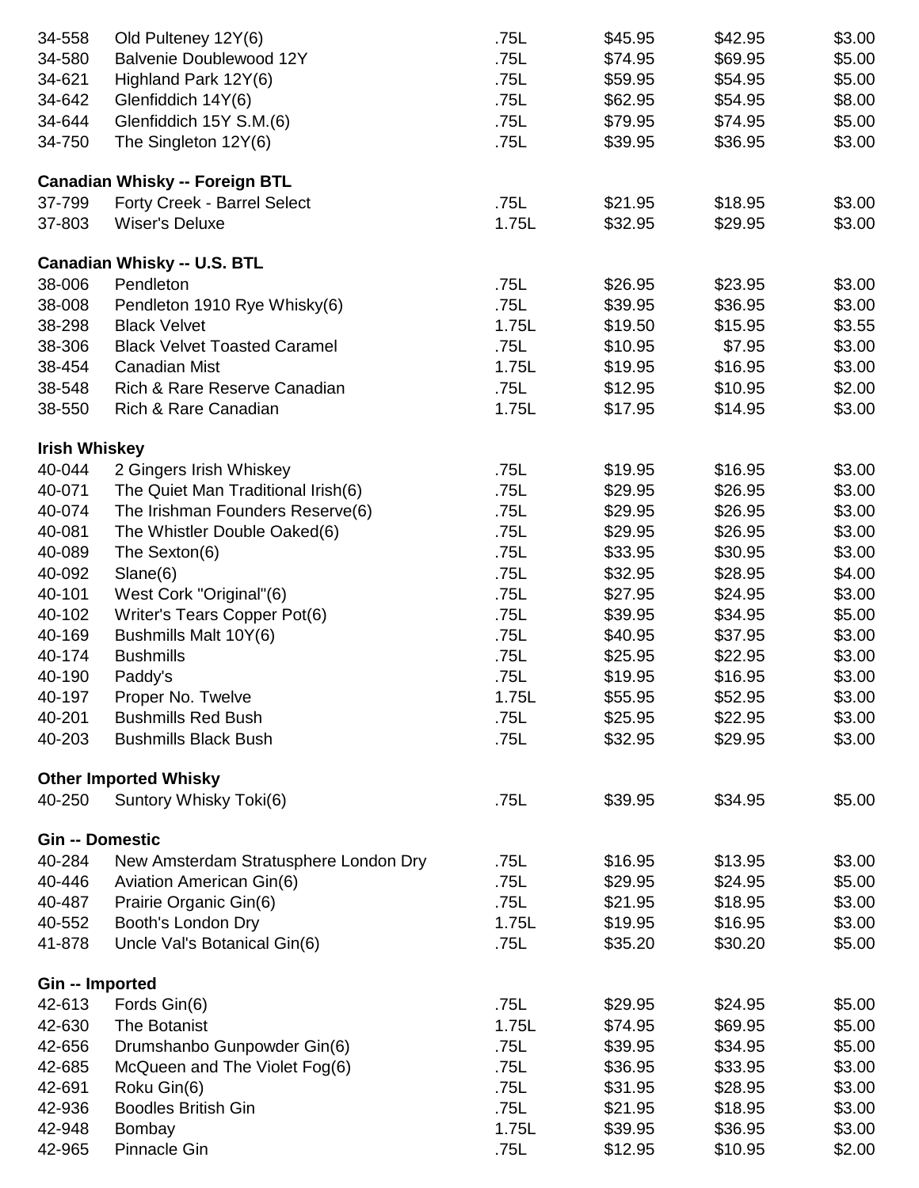| | | | | | |
|---|---|---|---|---|---|
| 34-558 | Old Pulteney 12Y(6) | .75L | $45.95 | $42.95 | $3.00 |
| 34-580 | Balvenie Doublewood 12Y | .75L | $74.95 | $69.95 | $5.00 |
| 34-621 | Highland Park 12Y(6) | .75L | $59.95 | $54.95 | $5.00 |
| 34-642 | Glenfiddich 14Y(6) | .75L | $62.95 | $54.95 | $8.00 |
| 34-644 | Glenfiddich 15Y S.M.(6) | .75L | $79.95 | $74.95 | $5.00 |
| 34-750 | The Singleton 12Y(6) | .75L | $39.95 | $36.95 | $3.00 |
| **Canadian Whisky -- Foreign BTL** | | | | | |
| 37-799 | Forty Creek - Barrel Select | .75L | $21.95 | $18.95 | $3.00 |
| 37-803 | Wiser's Deluxe | 1.75L | $32.95 | $29.95 | $3.00 |
| **Canadian Whisky -- U.S. BTL** | | | | | |
| 38-006 | Pendleton | .75L | $26.95 | $23.95 | $3.00 |
| 38-008 | Pendleton 1910 Rye Whisky(6) | .75L | $39.95 | $36.95 | $3.00 |
| 38-298 | Black Velvet | 1.75L | $19.50 | $15.95 | $3.55 |
| 38-306 | Black Velvet Toasted Caramel | .75L | $10.95 | $7.95 | $3.00 |
| 38-454 | Canadian Mist | 1.75L | $19.95 | $16.95 | $3.00 |
| 38-548 | Rich & Rare Reserve Canadian | .75L | $12.95 | $10.95 | $2.00 |
| 38-550 | Rich & Rare Canadian | 1.75L | $17.95 | $14.95 | $3.00 |
| **Irish Whiskey** | | | | | |
| 40-044 | 2 Gingers Irish Whiskey | .75L | $19.95 | $16.95 | $3.00 |
| 40-071 | The Quiet Man Traditional Irish(6) | .75L | $29.95 | $26.95 | $3.00 |
| 40-074 | The Irishman Founders Reserve(6) | .75L | $29.95 | $26.95 | $3.00 |
| 40-081 | The Whistler Double Oaked(6) | .75L | $29.95 | $26.95 | $3.00 |
| 40-089 | The Sexton(6) | .75L | $33.95 | $30.95 | $3.00 |
| 40-092 | Slane(6) | .75L | $32.95 | $28.95 | $4.00 |
| 40-101 | West Cork "Original"(6) | .75L | $27.95 | $24.95 | $3.00 |
| 40-102 | Writer's Tears Copper Pot(6) | .75L | $39.95 | $34.95 | $5.00 |
| 40-169 | Bushmills Malt 10Y(6) | .75L | $40.95 | $37.95 | $3.00 |
| 40-174 | Bushmills | .75L | $25.95 | $22.95 | $3.00 |
| 40-190 | Paddy's | .75L | $19.95 | $16.95 | $3.00 |
| 40-197 | Proper No. Twelve | 1.75L | $55.95 | $52.95 | $3.00 |
| 40-201 | Bushmills Red Bush | .75L | $25.95 | $22.95 | $3.00 |
| 40-203 | Bushmills Black Bush | .75L | $32.95 | $29.95 | $3.00 |
| **Other Imported Whisky** | | | | | |
| 40-250 | Suntory Whisky Toki(6) | .75L | $39.95 | $34.95 | $5.00 |
| **Gin -- Domestic** | | | | | |
| 40-284 | New Amsterdam Stratusphere London Dry | .75L | $16.95 | $13.95 | $3.00 |
| 40-446 | Aviation American Gin(6) | .75L | $29.95 | $24.95 | $5.00 |
| 40-487 | Prairie Organic Gin(6) | .75L | $21.95 | $18.95 | $3.00 |
| 40-552 | Booth's London Dry | 1.75L | $19.95 | $16.95 | $3.00 |
| 41-878 | Uncle Val's Botanical Gin(6) | .75L | $35.20 | $30.20 | $5.00 |
| **Gin -- Imported** | | | | | |
| 42-613 | Fords Gin(6) | .75L | $29.95 | $24.95 | $5.00 |
| 42-630 | The Botanist | 1.75L | $74.95 | $69.95 | $5.00 |
| 42-656 | Drumshanbo Gunpowder Gin(6) | .75L | $39.95 | $34.95 | $5.00 |
| 42-685 | McQueen and The Violet Fog(6) | .75L | $36.95 | $33.95 | $3.00 |
| 42-691 | Roku Gin(6) | .75L | $31.95 | $28.95 | $3.00 |
| 42-936 | Boodles British Gin | .75L | $21.95 | $18.95 | $3.00 |
| 42-948 | Bombay | 1.75L | $39.95 | $36.95 | $3.00 |
| 42-965 | Pinnacle Gin | .75L | $12.95 | $10.95 | $2.00 |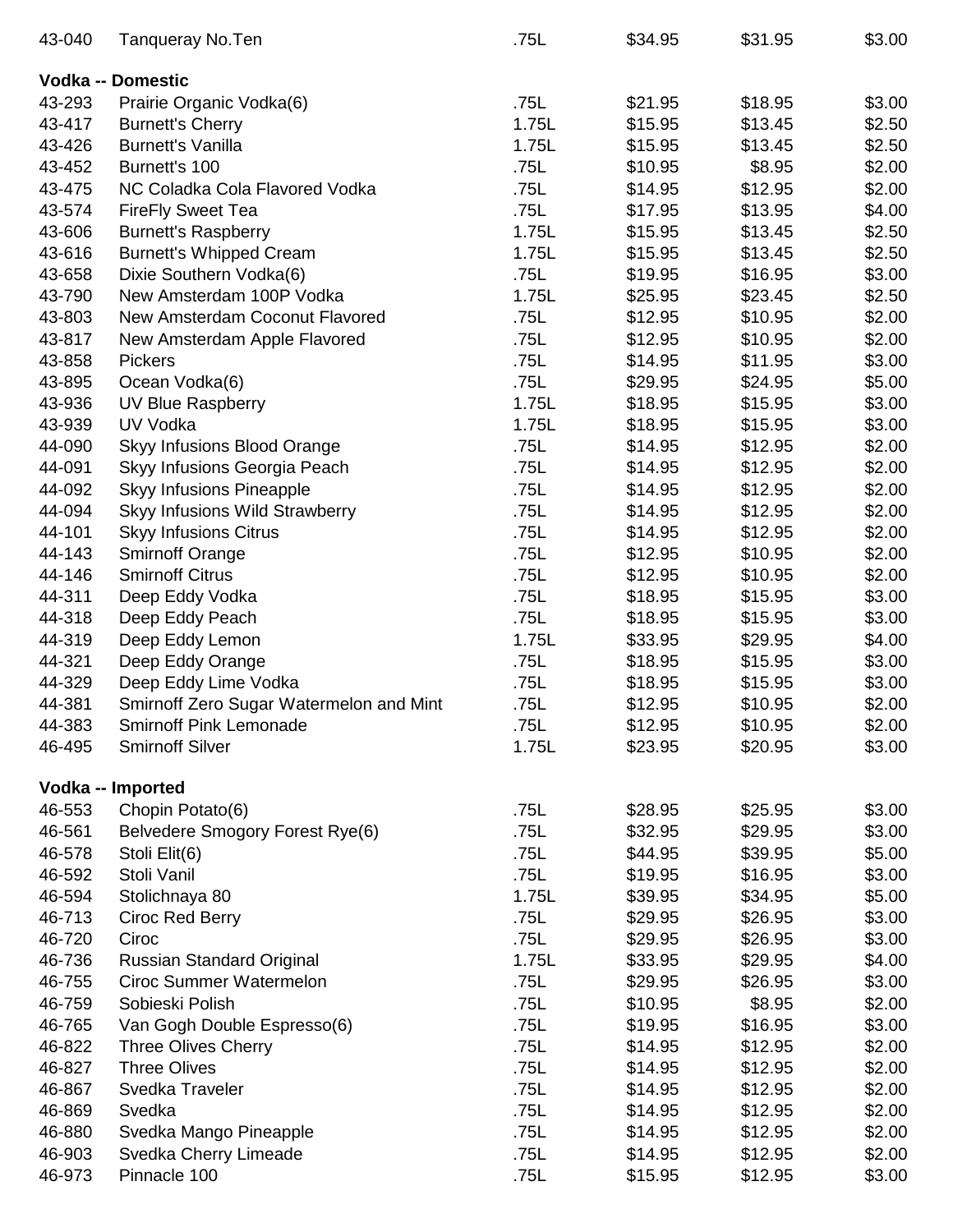| | | | | | |
|---|---|---|---|---|---|
| 43-040 | Tanqueray No.Ten | .75L | $34.95 | $31.95 | $3.00 |
| **Vodka -- Domestic** | | | | | |
| 43-293 | Prairie Organic Vodka(6) | .75L | $21.95 | $18.95 | $3.00 |
| 43-417 | Burnett's Cherry | 1.75L | $15.95 | $13.45 | $2.50 |
| 43-426 | Burnett's Vanilla | 1.75L | $15.95 | $13.45 | $2.50 |
| 43-452 | Burnett's 100 | .75L | $10.95 | $8.95 | $2.00 |
| 43-475 | NC Coladka Cola Flavored Vodka | .75L | $14.95 | $12.95 | $2.00 |
| 43-574 | FireFly Sweet Tea | .75L | $17.95 | $13.95 | $4.00 |
| 43-606 | Burnett's Raspberry | 1.75L | $15.95 | $13.45 | $2.50 |
| 43-616 | Burnett's Whipped Cream | 1.75L | $15.95 | $13.45 | $2.50 |
| 43-658 | Dixie Southern Vodka(6) | .75L | $19.95 | $16.95 | $3.00 |
| 43-790 | New Amsterdam 100P Vodka | 1.75L | $25.95 | $23.45 | $2.50 |
| 43-803 | New Amsterdam Coconut Flavored | .75L | $12.95 | $10.95 | $2.00 |
| 43-817 | New Amsterdam Apple Flavored | .75L | $12.95 | $10.95 | $2.00 |
| 43-858 | Pickers | .75L | $14.95 | $11.95 | $3.00 |
| 43-895 | Ocean Vodka(6) | .75L | $29.95 | $24.95 | $5.00 |
| 43-936 | UV Blue Raspberry | 1.75L | $18.95 | $15.95 | $3.00 |
| 43-939 | UV Vodka | 1.75L | $18.95 | $15.95 | $3.00 |
| 44-090 | Skyy Infusions Blood Orange | .75L | $14.95 | $12.95 | $2.00 |
| 44-091 | Skyy Infusions Georgia Peach | .75L | $14.95 | $12.95 | $2.00 |
| 44-092 | Skyy Infusions Pineapple | .75L | $14.95 | $12.95 | $2.00 |
| 44-094 | Skyy Infusions Wild Strawberry | .75L | $14.95 | $12.95 | $2.00 |
| 44-101 | Skyy Infusions Citrus | .75L | $14.95 | $12.95 | $2.00 |
| 44-143 | Smirnoff Orange | .75L | $12.95 | $10.95 | $2.00 |
| 44-146 | Smirnoff Citrus | .75L | $12.95 | $10.95 | $2.00 |
| 44-311 | Deep Eddy Vodka | .75L | $18.95 | $15.95 | $3.00 |
| 44-318 | Deep Eddy Peach | .75L | $18.95 | $15.95 | $3.00 |
| 44-319 | Deep Eddy Lemon | 1.75L | $33.95 | $29.95 | $4.00 |
| 44-321 | Deep Eddy Orange | .75L | $18.95 | $15.95 | $3.00 |
| 44-329 | Deep Eddy Lime Vodka | .75L | $18.95 | $15.95 | $3.00 |
| 44-381 | Smirnoff Zero Sugar Watermelon and Mint | .75L | $12.95 | $10.95 | $2.00 |
| 44-383 | Smirnoff Pink Lemonade | .75L | $12.95 | $10.95 | $2.00 |
| 46-495 | Smirnoff Silver | 1.75L | $23.95 | $20.95 | $3.00 |
| **Vodka -- Imported** | | | | | |
| 46-553 | Chopin Potato(6) | .75L | $28.95 | $25.95 | $3.00 |
| 46-561 | Belvedere Smogory Forest Rye(6) | .75L | $32.95 | $29.95 | $3.00 |
| 46-578 | Stoli Elit(6) | .75L | $44.95 | $39.95 | $5.00 |
| 46-592 | Stoli Vanil | .75L | $19.95 | $16.95 | $3.00 |
| 46-594 | Stolichnaya 80 | 1.75L | $39.95 | $34.95 | $5.00 |
| 46-713 | Ciroc Red Berry | .75L | $29.95 | $26.95 | $3.00 |
| 46-720 | Ciroc | .75L | $29.95 | $26.95 | $3.00 |
| 46-736 | Russian Standard Original | 1.75L | $33.95 | $29.95 | $4.00 |
| 46-755 | Ciroc Summer Watermelon | .75L | $29.95 | $26.95 | $3.00 |
| 46-759 | Sobieski Polish | .75L | $10.95 | $8.95 | $2.00 |
| 46-765 | Van Gogh Double Espresso(6) | .75L | $19.95 | $16.95 | $3.00 |
| 46-822 | Three Olives Cherry | .75L | $14.95 | $12.95 | $2.00 |
| 46-827 | Three Olives | .75L | $14.95 | $12.95 | $2.00 |
| 46-867 | Svedka Traveler | .75L | $14.95 | $12.95 | $2.00 |
| 46-869 | Svedka | .75L | $14.95 | $12.95 | $2.00 |
| 46-880 | Svedka Mango Pineapple | .75L | $14.95 | $12.95 | $2.00 |
| 46-903 | Svedka Cherry Limeade | .75L | $14.95 | $12.95 | $2.00 |
| 46-973 | Pinnacle 100 | .75L | $15.95 | $12.95 | $3.00 |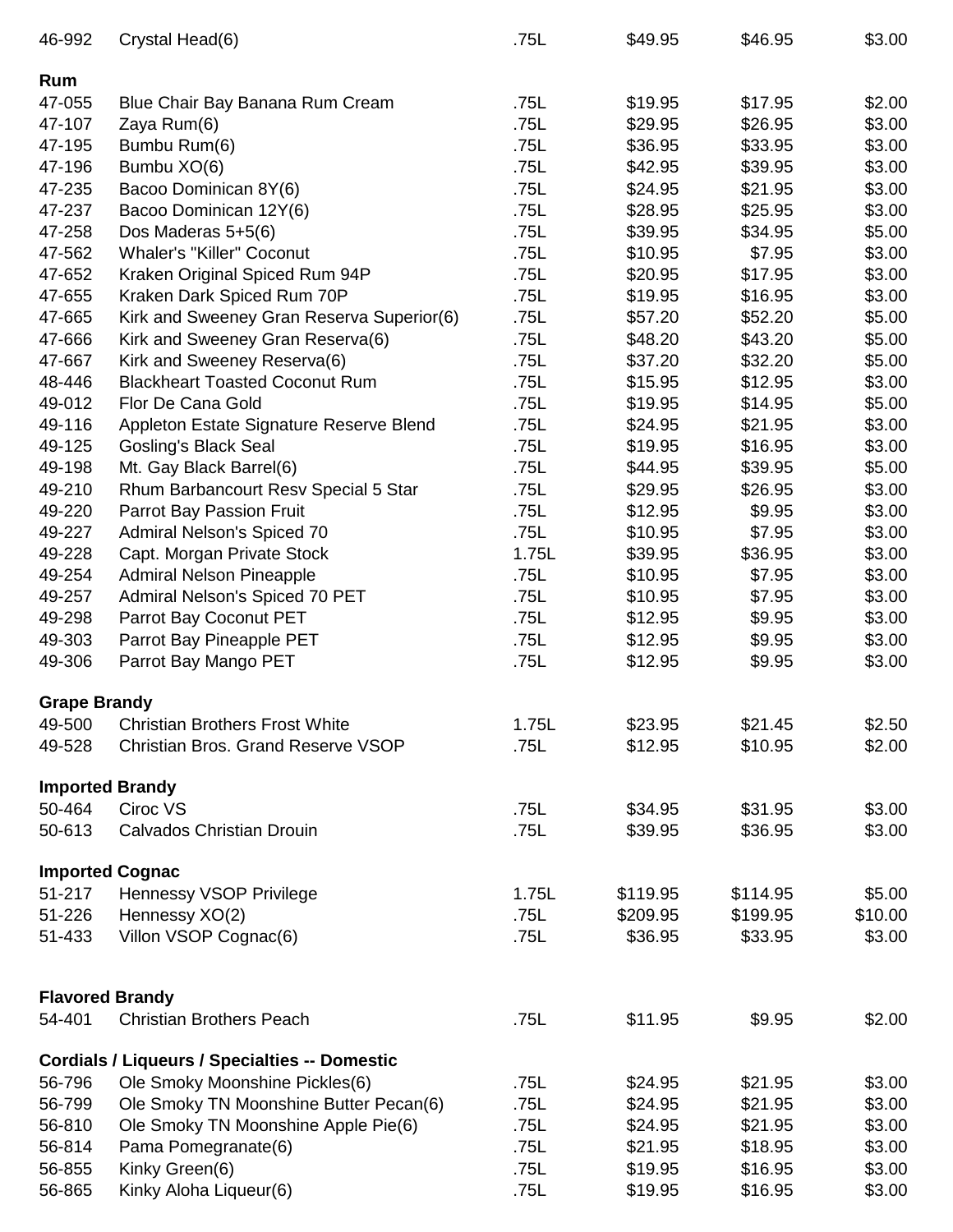| | | | | | |
|---|---|---|---|---|---|
| 46-992 | Crystal Head(6) | .75L | $49.95 | $46.95 | $3.00 |
| **Rum** | | | | | |
| 47-055 | Blue Chair Bay Banana Rum Cream | .75L | $19.95 | $17.95 | $2.00 |
| 47-107 | Zaya Rum(6) | .75L | $29.95 | $26.95 | $3.00 |
| 47-195 | Bumbu Rum(6) | .75L | $36.95 | $33.95 | $3.00 |
| 47-196 | Bumbu XO(6) | .75L | $42.95 | $39.95 | $3.00 |
| 47-235 | Bacoo Dominican 8Y(6) | .75L | $24.95 | $21.95 | $3.00 |
| 47-237 | Bacoo Dominican 12Y(6) | .75L | $28.95 | $25.95 | $3.00 |
| 47-258 | Dos Maderas 5+5(6) | .75L | $39.95 | $34.95 | $5.00 |
| 47-562 | Whaler's "Killer" Coconut | .75L | $10.95 | $7.95 | $3.00 |
| 47-652 | Kraken Original Spiced Rum 94P | .75L | $20.95 | $17.95 | $3.00 |
| 47-655 | Kraken Dark Spiced Rum 70P | .75L | $19.95 | $16.95 | $3.00 |
| 47-665 | Kirk and Sweeney Gran Reserva Superior(6) | .75L | $57.20 | $52.20 | $5.00 |
| 47-666 | Kirk and Sweeney Gran Reserva(6) | .75L | $48.20 | $43.20 | $5.00 |
| 47-667 | Kirk and Sweeney Reserva(6) | .75L | $37.20 | $32.20 | $5.00 |
| 48-446 | Blackheart Toasted Coconut Rum | .75L | $15.95 | $12.95 | $3.00 |
| 49-012 | Flor De Cana Gold | .75L | $19.95 | $14.95 | $5.00 |
| 49-116 | Appleton Estate Signature Reserve Blend | .75L | $24.95 | $21.95 | $3.00 |
| 49-125 | Gosling's Black Seal | .75L | $19.95 | $16.95 | $3.00 |
| 49-198 | Mt. Gay Black Barrel(6) | .75L | $44.95 | $39.95 | $5.00 |
| 49-210 | Rhum Barbancourt Resv Special 5 Star | .75L | $29.95 | $26.95 | $3.00 |
| 49-220 | Parrot Bay Passion Fruit | .75L | $12.95 | $9.95 | $3.00 |
| 49-227 | Admiral Nelson's Spiced 70 | .75L | $10.95 | $7.95 | $3.00 |
| 49-228 | Capt. Morgan Private Stock | 1.75L | $39.95 | $36.95 | $3.00 |
| 49-254 | Admiral Nelson Pineapple | .75L | $10.95 | $7.95 | $3.00 |
| 49-257 | Admiral Nelson's Spiced 70 PET | .75L | $10.95 | $7.95 | $3.00 |
| 49-298 | Parrot Bay Coconut PET | .75L | $12.95 | $9.95 | $3.00 |
| 49-303 | Parrot Bay Pineapple PET | .75L | $12.95 | $9.95 | $3.00 |
| 49-306 | Parrot Bay Mango PET | .75L | $12.95 | $9.95 | $3.00 |
| **Grape Brandy** | | | | | |
| 49-500 | Christian Brothers Frost White | 1.75L | $23.95 | $21.45 | $2.50 |
| 49-528 | Christian Bros. Grand Reserve VSOP | .75L | $12.95 | $10.95 | $2.00 |
| **Imported Brandy** | | | | | |
| 50-464 | Ciroc VS | .75L | $34.95 | $31.95 | $3.00 |
| 50-613 | Calvados Christian Drouin | .75L | $39.95 | $36.95 | $3.00 |
| **Imported Cognac** | | | | | |
| 51-217 | Hennessy VSOP Privilege | 1.75L | $119.95 | $114.95 | $5.00 |
| 51-226 | Hennessy XO(2) | .75L | $209.95 | $199.95 | $10.00 |
| 51-433 | Villon VSOP Cognac(6) | .75L | $36.95 | $33.95 | $3.00 |
| **Flavored Brandy** | | | | | |
| 54-401 | Christian Brothers Peach | .75L | $11.95 | $9.95 | $2.00 |
| **Cordials / Liqueurs / Specialties -- Domestic** | | | | | |
| 56-796 | Ole Smoky Moonshine Pickles(6) | .75L | $24.95 | $21.95 | $3.00 |
| 56-799 | Ole Smoky TN Moonshine Butter Pecan(6) | .75L | $24.95 | $21.95 | $3.00 |
| 56-810 | Ole Smoky TN Moonshine Apple Pie(6) | .75L | $24.95 | $21.95 | $3.00 |
| 56-814 | Pama Pomegranate(6) | .75L | $21.95 | $18.95 | $3.00 |
| 56-855 | Kinky Green(6) | .75L | $19.95 | $16.95 | $3.00 |
| 56-865 | Kinky Aloha Liqueur(6) | .75L | $19.95 | $16.95 | $3.00 |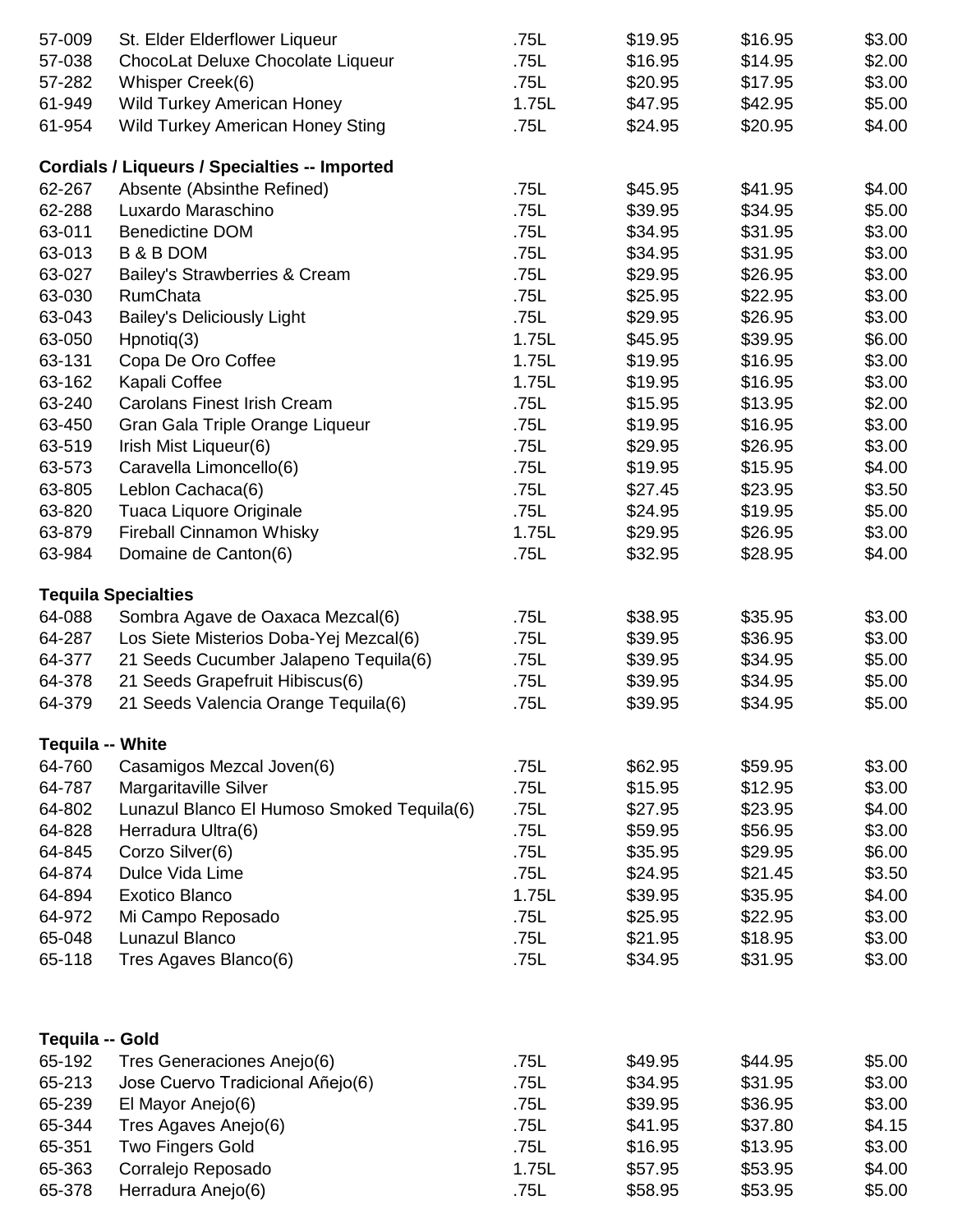| | | | | | |
|---|---|---|---|---|---|
| 57-009 | St. Elder Elderflower Liqueur | .75L | $19.95 | $16.95 | $3.00 |
| 57-038 | ChocoLat Deluxe Chocolate Liqueur | .75L | $16.95 | $14.95 | $2.00 |
| 57-282 | Whisper Creek(6) | .75L | $20.95 | $17.95 | $3.00 |
| 61-949 | Wild Turkey American Honey | 1.75L | $47.95 | $42.95 | $5.00 |
| 61-954 | Wild Turkey American Honey Sting | .75L | $24.95 | $20.95 | $4.00 |

**Cordials / Liqueurs / Specialties -- Imported**

| | | | | | |
|---|---|---|---|---|---|
| 62-267 | Absente (Absinthe Refined) | .75L | $45.95 | $41.95 | $4.00 |
| 62-288 | Luxardo Maraschino | .75L | $39.95 | $34.95 | $5.00 |
| 63-011 | Benedictine DOM | .75L | $34.95 | $31.95 | $3.00 |
| 63-013 | B & B DOM | .75L | $34.95 | $31.95 | $3.00 |
| 63-027 | Bailey's Strawberries & Cream | .75L | $29.95 | $26.95 | $3.00 |
| 63-030 | RumChata | .75L | $25.95 | $22.95 | $3.00 |
| 63-043 | Bailey's Deliciously Light | .75L | $29.95 | $26.95 | $3.00 |
| 63-050 | Hpnotiq(3) | 1.75L | $45.95 | $39.95 | $6.00 |
| 63-131 | Copa De Oro Coffee | 1.75L | $19.95 | $16.95 | $3.00 |
| 63-162 | Kapali Coffee | 1.75L | $19.95 | $16.95 | $3.00 |
| 63-240 | Carolans Finest Irish Cream | .75L | $15.95 | $13.95 | $2.00 |
| 63-450 | Gran Gala Triple Orange Liqueur | .75L | $19.95 | $16.95 | $3.00 |
| 63-519 | Irish Mist Liqueur(6) | .75L | $29.95 | $26.95 | $3.00 |
| 63-573 | Caravella Limoncello(6) | .75L | $19.95 | $15.95 | $4.00 |
| 63-805 | Leblon Cachaca(6) | .75L | $27.45 | $23.95 | $3.50 |
| 63-820 | Tuaca Liquore Originale | .75L | $24.95 | $19.95 | $5.00 |
| 63-879 | Fireball Cinnamon Whisky | 1.75L | $29.95 | $26.95 | $3.00 |
| 63-984 | Domaine de Canton(6) | .75L | $32.95 | $28.95 | $4.00 |

**Tequila Specialties**

| | | | | | |
|---|---|---|---|---|---|
| 64-088 | Sombra Agave de Oaxaca Mezcal(6) | .75L | $38.95 | $35.95 | $3.00 |
| 64-287 | Los Siete Misterios Doba-Yej Mezcal(6) | .75L | $39.95 | $36.95 | $3.00 |
| 64-377 | 21 Seeds Cucumber Jalapeno Tequila(6) | .75L | $39.95 | $34.95 | $5.00 |
| 64-378 | 21 Seeds Grapefruit Hibiscus(6) | .75L | $39.95 | $34.95 | $5.00 |
| 64-379 | 21 Seeds Valencia Orange Tequila(6) | .75L | $39.95 | $34.95 | $5.00 |

**Tequila -- White**

| | | | | | |
|---|---|---|---|---|---|
| 64-760 | Casamigos Mezcal Joven(6) | .75L | $62.95 | $59.95 | $3.00 |
| 64-787 | Margaritaville Silver | .75L | $15.95 | $12.95 | $3.00 |
| 64-802 | Lunazul Blanco El Humoso Smoked Tequila(6) | .75L | $27.95 | $23.95 | $4.00 |
| 64-828 | Herradura Ultra(6) | .75L | $59.95 | $56.95 | $3.00 |
| 64-845 | Corzo Silver(6) | .75L | $35.95 | $29.95 | $6.00 |
| 64-874 | Dulce Vida Lime | .75L | $24.95 | $21.45 | $3.50 |
| 64-894 | Exotico Blanco | 1.75L | $39.95 | $35.95 | $4.00 |
| 64-972 | Mi Campo Reposado | .75L | $25.95 | $22.95 | $3.00 |
| 65-048 | Lunazul Blanco | .75L | $21.95 | $18.95 | $3.00 |
| 65-118 | Tres Agaves Blanco(6) | .75L | $34.95 | $31.95 | $3.00 |

**Tequila -- Gold**

| | | | | | |
|---|---|---|---|---|---|
| 65-192 | Tres Generaciones Anejo(6) | .75L | $49.95 | $44.95 | $5.00 |
| 65-213 | Jose Cuervo Tradicional Añejo(6) | .75L | $34.95 | $31.95 | $3.00 |
| 65-239 | El Mayor Anejo(6) | .75L | $39.95 | $36.95 | $3.00 |
| 65-344 | Tres Agaves Anejo(6) | .75L | $41.95 | $37.80 | $4.15 |
| 65-351 | Two Fingers Gold | .75L | $16.95 | $13.95 | $3.00 |
| 65-363 | Corralejo Reposado | 1.75L | $57.95 | $53.95 | $4.00 |
| 65-378 | Herradura Anejo(6) | .75L | $58.95 | $53.95 | $5.00 |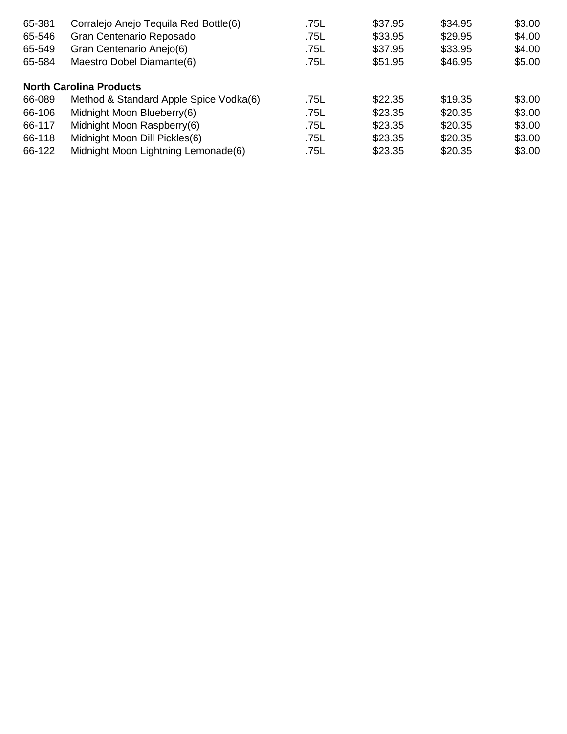| | | | | | |
|---|---|---|---|---|---|
| 65-381 | Corralejo Anejo Tequila Red Bottle(6) | .75L | $37.95 | $34.95 | $3.00 |
| 65-546 | Gran Centenario Reposado | .75L | $33.95 | $29.95 | $4.00 |
| 65-549 | Gran Centenario Anejo(6) | .75L | $37.95 | $33.95 | $4.00 |
| 65-584 | Maestro Dobel Diamante(6) | .75L | $51.95 | $46.95 | $5.00 |
| **North Carolina Products** | | | | | |
| 66-089 | Method & Standard Apple Spice Vodka(6) | .75L | $22.35 | $19.35 | $3.00 |
| 66-106 | Midnight Moon Blueberry(6) | .75L | $23.35 | $20.35 | $3.00 |
| 66-117 | Midnight Moon Raspberry(6) | .75L | $23.35 | $20.35 | $3.00 |
| 66-118 | Midnight Moon Dill Pickles(6) | .75L | $23.35 | $20.35 | $3.00 |
| 66-122 | Midnight Moon Lightning Lemonade(6) | .75L | $23.35 | $20.35 | $3.00 |